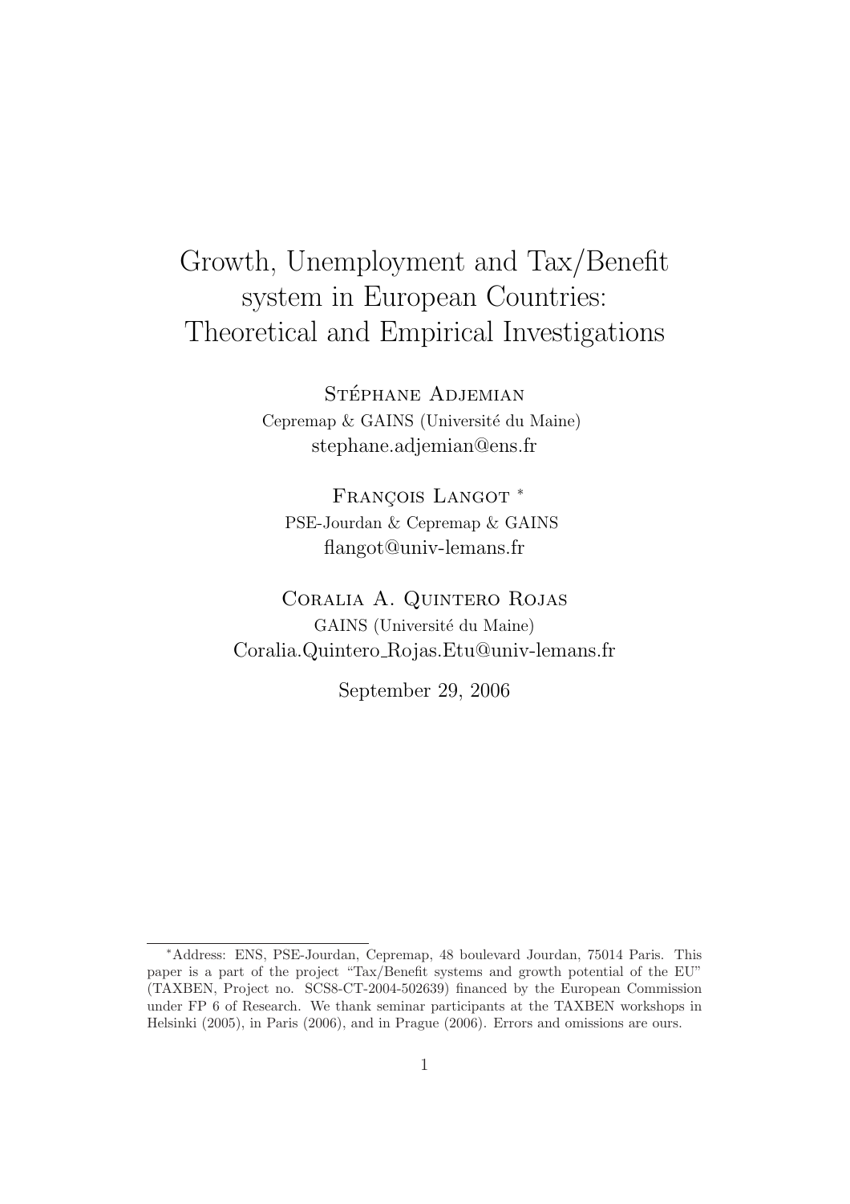# Growth, Unemployment and Tax/Benefit system in European Countries: Theoretical and Empirical Investigations

Stéphane Adjemian
Cepremap & GAINS (Université du Maine)
stephane.adjemian@ens.fr

François Langot [*]
PSE-Jourdan & Cepremap & GAINS
flangot@univ-lemans.fr

Coralia A. Quintero Rojas
GAINS (Université du Maine)
Coralia.Quintero_Rojas.Etu@univ-lemans.fr

September 29, 2006

[*]Address: ENS, PSE-Jourdan, Cepremap, 48 boulevard Jourdan, 75014 Paris. This paper is a part of the project "Tax/Benefit systems and growth potential of the EU" (TAXBEN, Project no. SCS8-CT-2004-502639) financed by the European Commission under FP 6 of Research. We thank seminar participants at the TAXBEN workshops in Helsinki (2005), in Paris (2006), and in Prague (2006). Errors and omissions are ours.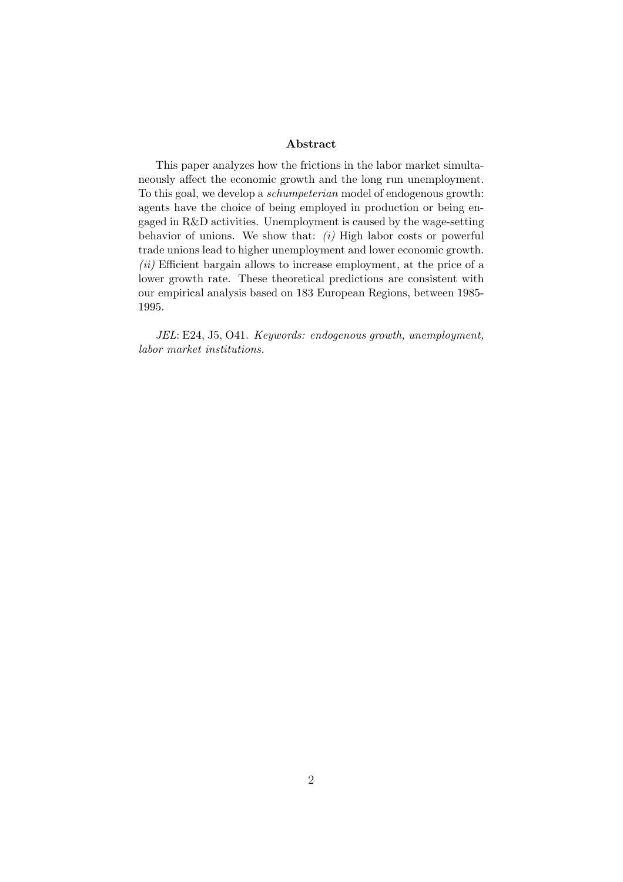## Abstract

This paper analyzes how the frictions in the labor market simultaneously affect the economic growth and the long run unemployment. To this goal, we develop a *schumpeterian* model of endogenous growth: agents have the choice of being employed in production or being engaged in R&D activities. Unemployment is caused by the wage-setting behavior of unions. We show that: *(i)* High labor costs or powerful trade unions lead to higher unemployment and lower economic growth. *(ii)* Efficient bargain allows to increase employment, at the price of a lower growth rate. These theoretical predictions are consistent with our empirical analysis based on 183 European Regions, between 1985-1995.

*JEL*: E24, J5, O41. *Keywords: endogenous growth, unemployment, labor market institutions.*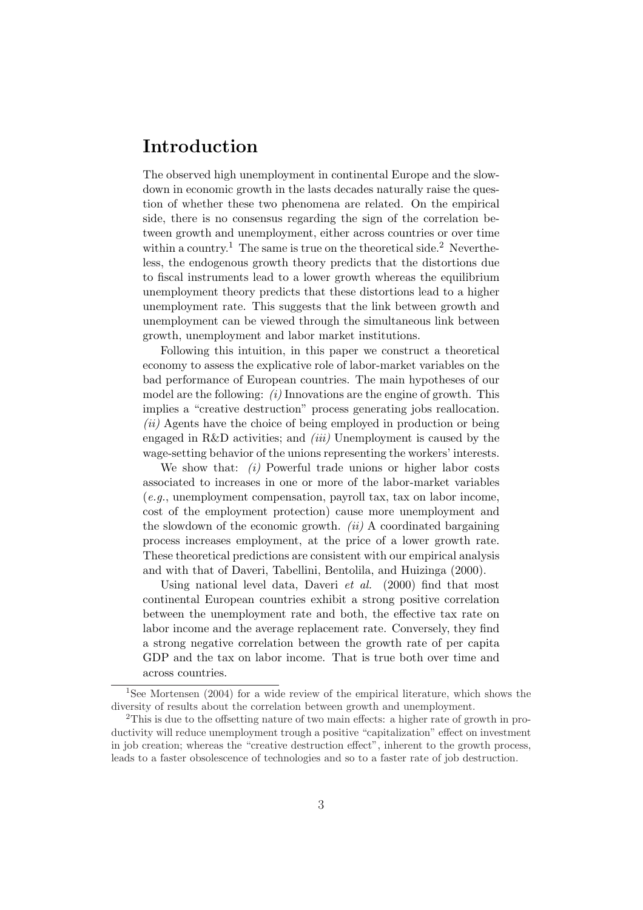# Introduction

The observed high unemployment in continental Europe and the slowdown in economic growth in the lasts decades naturally raise the question of whether these two phenomena are related. On the empirical side, there is no consensus regarding the sign of the correlation between growth and unemployment, either across countries or over time within a country.[1] The same is true on the theoretical side.[2] Nevertheless, the endogenous growth theory predicts that the distortions due to fiscal instruments lead to a lower growth whereas the equilibrium unemployment theory predicts that these distortions lead to a higher unemployment rate. This suggests that the link between growth and unemployment can be viewed through the simultaneous link between growth, unemployment and labor market institutions.

Following this intuition, in this paper we construct a theoretical economy to assess the explicative role of labor-market variables on the bad performance of European countries. The main hypotheses of our model are the following: *(i)* Innovations are the engine of growth. This implies a "creative destruction" process generating jobs reallocation. *(ii)* Agents have the choice of being employed in production or being engaged in R&D activities; and *(iii)* Unemployment is caused by the wage-setting behavior of the unions representing the workers' interests.

We show that: *(i)* Powerful trade unions or higher labor costs associated to increases in one or more of the labor-market variables (*e.g.*, unemployment compensation, payroll tax, tax on labor income, cost of the employment protection) cause more unemployment and the slowdown of the economic growth. *(ii)* A coordinated bargaining process increases employment, at the price of a lower growth rate. These theoretical predictions are consistent with our empirical analysis and with that of Daveri, Tabellini, Bentolila, and Huizinga (2000).

Using national level data, Daveri *et al.* (2000) find that most continental European countries exhibit a strong positive correlation between the unemployment rate and both, the effective tax rate on labor income and the average replacement rate. Conversely, they find a strong negative correlation between the growth rate of per capita GDP and the tax on labor income. That is true both over time and across countries.

---

[1] See Mortensen (2004) for a wide review of the empirical literature, which shows the diversity of results about the correlation between growth and unemployment.

[2] This is due to the offsetting nature of two main effects: a higher rate of growth in productivity will reduce unemployment trough a positive "capitalization" effect on investment in job creation; whereas the "creative destruction effect", inherent to the growth process, leads to a faster obsolescence of technologies and so to a faster rate of job destruction.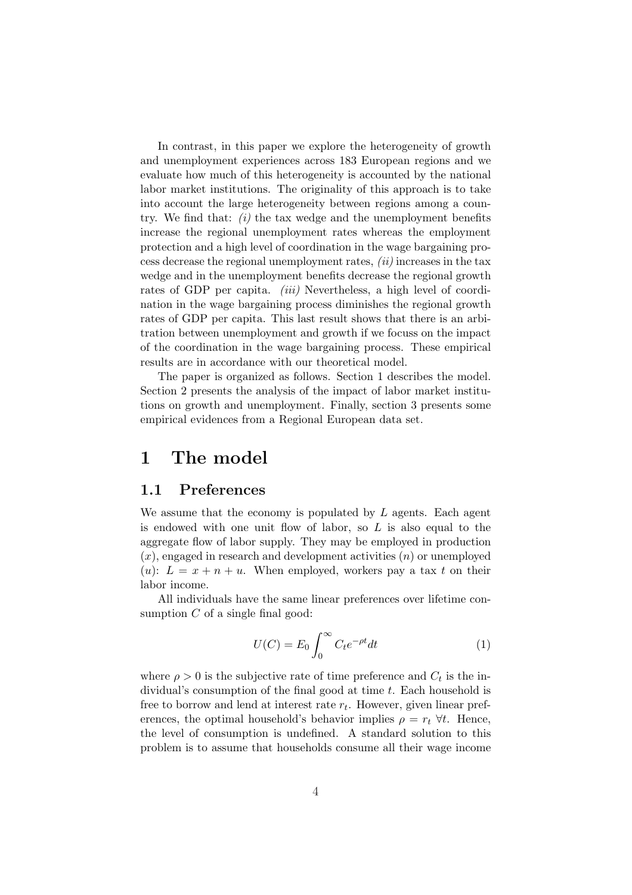In contrast, in this paper we explore the heterogeneity of growth and unemployment experiences across 183 European regions and we evaluate how much of this heterogeneity is accounted by the national labor market institutions. The originality of this approach is to take into account the large heterogeneity between regions among a country. We find that: *(i)* the tax wedge and the unemployment benefits increase the regional unemployment rates whereas the employment protection and a high level of coordination in the wage bargaining process decrease the regional unemployment rates, *(ii)* increases in the tax wedge and in the unemployment benefits decrease the regional growth rates of GDP per capita. *(iii)* Nevertheless, a high level of coordination in the wage bargaining process diminishes the regional growth rates of GDP per capita. This last result shows that there is an arbitration between unemployment and growth if we focuss on the impact of the coordination in the wage bargaining process. These empirical results are in accordance with our theoretical model.

The paper is organized as follows. Section 1 describes the model. Section 2 presents the analysis of the impact of labor market institutions on growth and unemployment. Finally, section 3 presents some empirical evidences from a Regional European data set.

# 1 The model

## 1.1 Preferences

We assume that the economy is populated by $L$ agents. Each agent is endowed with one unit flow of labor, so $L$ is also equal to the aggregate flow of labor supply. They may be employed in production ($x$), engaged in research and development activities ($n$) or unemployed ($u$): $L = x + n + u$. When employed, workers pay a tax $t$ on their labor income.

All individuals have the same linear preferences over lifetime consumption $C$ of a single final good:

$$U(C) = E_0 \int_0^{\infty} C_t e^{-\rho t} dt \tag{1}$$

where $\rho > 0$ is the subjective rate of time preference and $C_t$ is the individual's consumption of the final good at time $t$. Each household is free to borrow and lend at interest rate $r_t$. However, given linear preferences, the optimal household's behavior implies $\rho = r_t \; \forall t$. Hence, the level of consumption is undefined. A standard solution to this problem is to assume that households consume all their wage income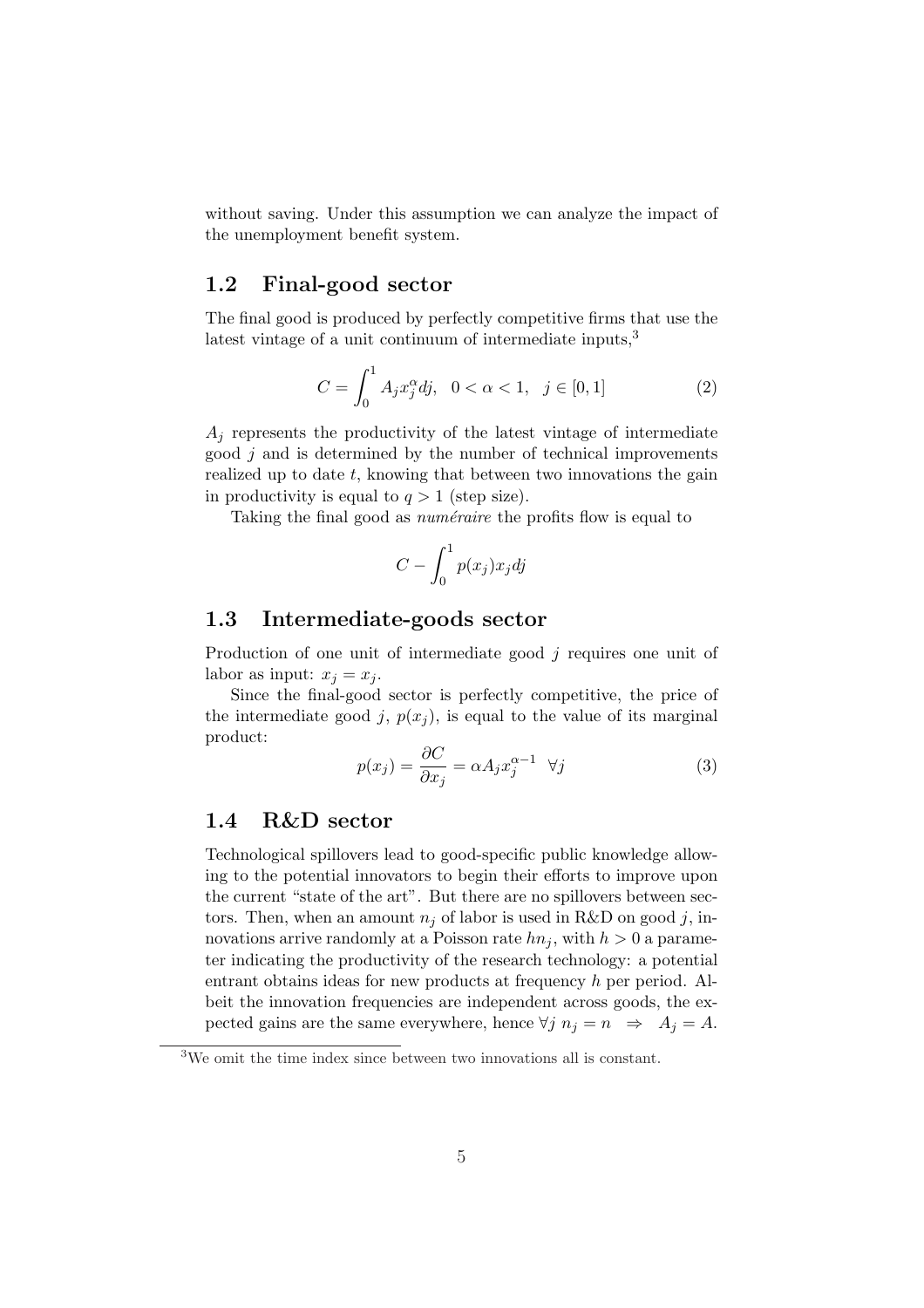without saving. Under this assumption we can analyze the impact of the unemployment benefit system.

## 1.2 Final-good sector

The final good is produced by perfectly competitive firms that use the latest vintage of a unit continuum of intermediate inputs,[3]

$$C = \int_0^1 A_j x_j^{\alpha} dj, \quad 0 < \alpha < 1, \quad j \in [0, 1] \tag{2}$$

$A_j$ represents the productivity of the latest vintage of intermediate good $j$ and is determined by the number of technical improvements realized up to date $t$, knowing that between two innovations the gain in productivity is equal to $q > 1$ (step size).

Taking the final good as *numéraire* the profits flow is equal to

$$C - \int_0^1 p(x_j) x_j dj$$

## 1.3 Intermediate-goods sector

Production of one unit of intermediate good $j$ requires one unit of labor as input: $x_j = x_j$.

Since the final-good sector is perfectly competitive, the price of the intermediate good $j$, $p(x_j)$, is equal to the value of its marginal product:

$$p(x_j) = \frac{\partial C}{\partial x_j} = \alpha A_j x_j^{\alpha - 1} \quad \forall j \tag{3}$$

## 1.4 R&D sector

Technological spillovers lead to good-specific public knowledge allowing to the potential innovators to begin their efforts to improve upon the current "state of the art". But there are no spillovers between sectors. Then, when an amount $n_j$ of labor is used in R&D on good $j$, innovations arrive randomly at a Poisson rate $hn_j$, with $h > 0$ a parameter indicating the productivity of the research technology: a potential entrant obtains ideas for new products at frequency $h$ per period. Albeit the innovation frequencies are independent across goods, the expected gains are the same everywhere, hence $\forall j \; n_j = n \;\; \Rightarrow \;\; A_j = A$.

[3] We omit the time index since between two innovations all is constant.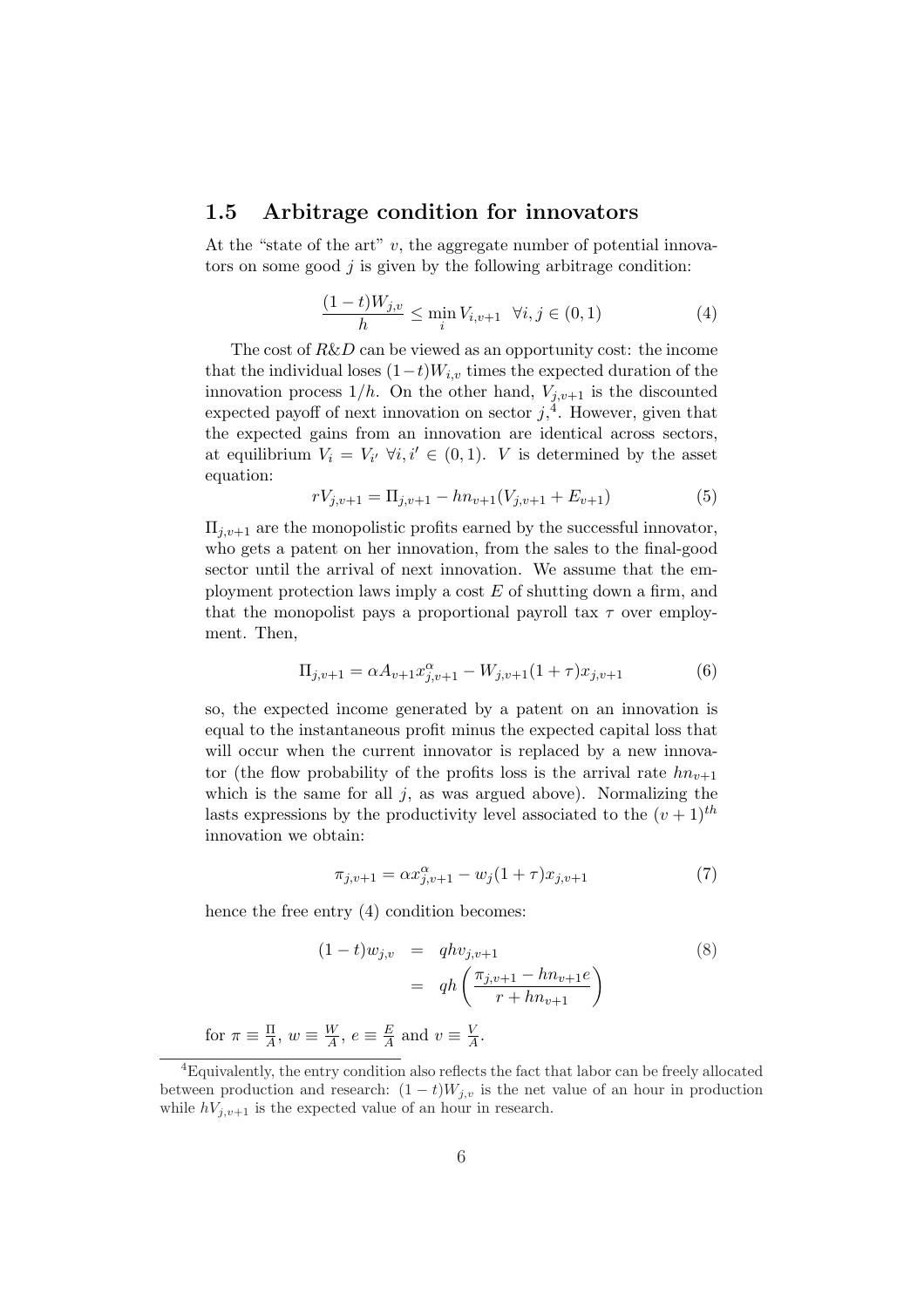## 1.5 Arbitrage condition for innovators

At the "state of the art" $v$, the aggregate number of potential innovators on some good $j$ is given by the following arbitrage condition:

$$\frac{(1-t)W_{j,v}}{h} \leq \min_i V_{i,v+1} \quad \forall i,j \in (0,1) \tag{4}$$

The cost of *R&D* can be viewed as an opportunity cost: the income that the individual loses $(1-t)W_{i,v}$ times the expected duration of the innovation process $1/h$. On the other hand, $V_{j,v+1}$ is the discounted expected payoff of next innovation on sector $j$,[4]. However, given that the expected gains from an innovation are identical across sectors, at equilibrium $V_i = V_{i'}$ $\forall i, i' \in (0,1)$. $V$ is determined by the asset equation:

$$rV_{j,v+1} = \Pi_{j,v+1} - hn_{v+1}(V_{j,v+1} + E_{v+1}) \tag{5}$$

$\Pi_{j,v+1}$ are the monopolistic profits earned by the successful innovator, who gets a patent on her innovation, from the sales to the final-good sector until the arrival of next innovation. We assume that the employment protection laws imply a cost $E$ of shutting down a firm, and that the monopolist pays a proportional payroll tax $\tau$ over employment. Then,

$$\Pi_{j,v+1} = \alpha A_{v+1} x_{j,v+1}^{\alpha} - W_{j,v+1}(1+\tau)x_{j,v+1} \tag{6}$$

so, the expected income generated by a patent on an innovation is equal to the instantaneous profit minus the expected capital loss that will occur when the current innovator is replaced by a new innovator (the flow probability of the profits loss is the arrival rate $hn_{v+1}$ which is the same for all $j$, as was argued above). Normalizing the lasts expressions by the productivity level associated to the $(v+1)^{th}$ innovation we obtain:

$$\pi_{j,v+1} = \alpha x_{j,v+1}^{\alpha} - w_j(1+\tau)x_{j,v+1} \tag{7}$$

hence the free entry (4) condition becomes:

$$\begin{aligned}(1-t)w_{j,v} &= qhv_{j,v+1} \\ &= qh\left(\frac{\pi_{j,v+1} - hn_{v+1}e}{r + hn_{v+1}}\right)\end{aligned} \tag{8}$$

for $\pi \equiv \frac{\Pi}{A}$, $w \equiv \frac{W}{A}$, $e \equiv \frac{E}{A}$ and $v \equiv \frac{V}{A}$.

[4] Equivalently, the entry condition also reflects the fact that labor can be freely allocated between production and research: $(1-t)W_{j,v}$ is the net value of an hour in production while $hV_{j,v+1}$ is the expected value of an hour in research.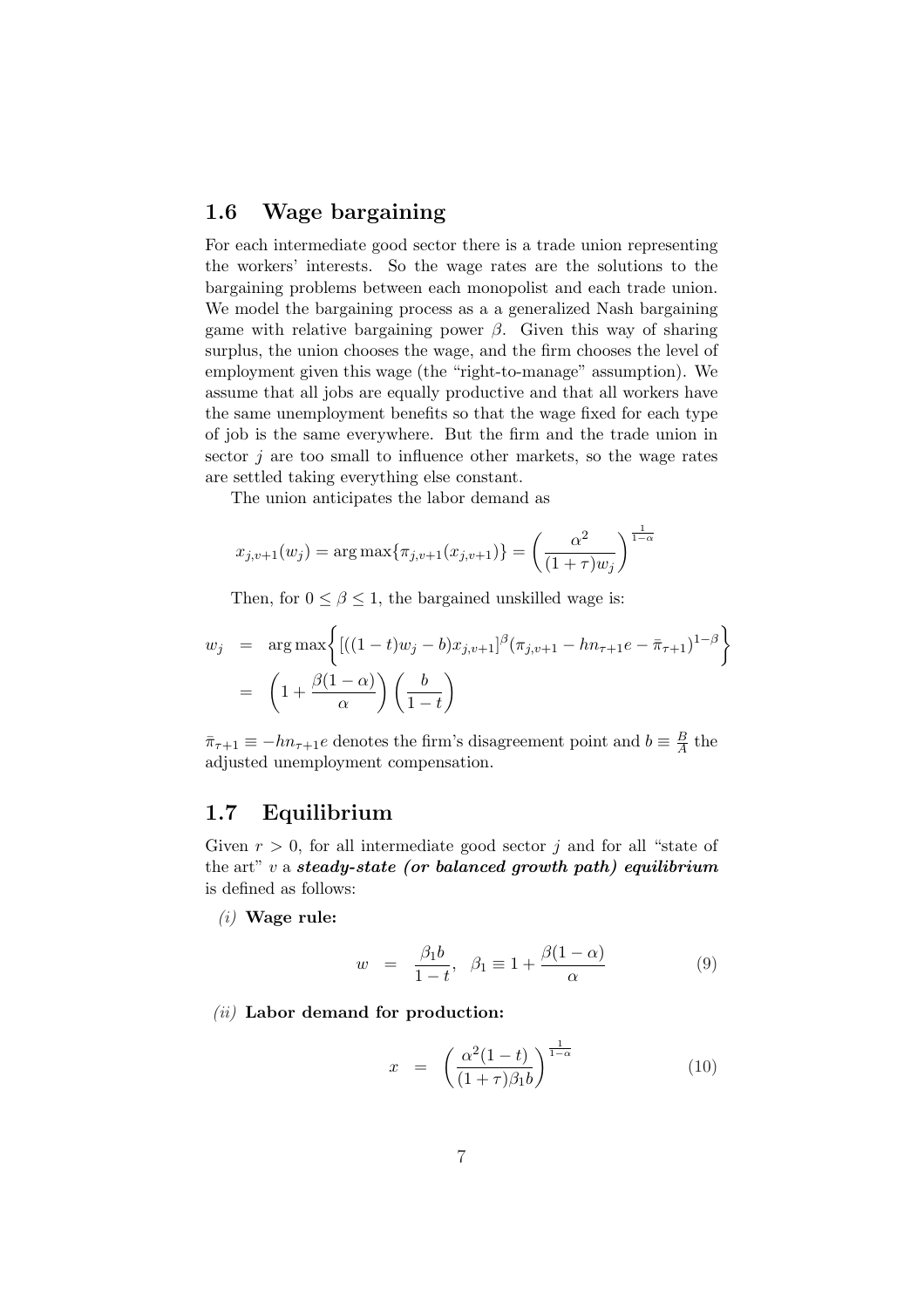## 1.6 Wage bargaining

For each intermediate good sector there is a trade union representing the workers' interests. So the wage rates are the solutions to the bargaining problems between each monopolist and each trade union. We model the bargaining process as a a generalized Nash bargaining game with relative bargaining power $\beta$. Given this way of sharing surplus, the union chooses the wage, and the firm chooses the level of employment given this wage (the "right-to-manage" assumption). We assume that all jobs are equally productive and that all workers have the same unemployment benefits so that the wage fixed for each type of job is the same everywhere. But the firm and the trade union in sector $j$ are too small to influence other markets, so the wage rates are settled taking everything else constant.

The union anticipates the labor demand as

$$x_{j,v+1}(w_j) = \arg\max\{\pi_{j,v+1}(x_{j,v+1})\} = \left(\frac{\alpha^2}{(1+\tau)w_j}\right)^{\frac{1}{1-\alpha}}$$

Then, for $0 \leq \beta \leq 1$, the bargained unskilled wage is:

$$\begin{aligned} w_j &= \arg\max\left\{[((1-t)w_j - b)x_{j,v+1}]^{\beta}(\pi_{j,v+1} - hn_{\tau+1}e - \bar{\pi}_{\tau+1})^{1-\beta}\right\} \\ &= \left(1 + \frac{\beta(1-\alpha)}{\alpha}\right)\left(\frac{b}{1-t}\right) \end{aligned}$$

$\bar{\pi}_{\tau+1} \equiv -hn_{\tau+1}e$ denotes the firm's disagreement point and $b \equiv \frac{B}{A}$ the adjusted unemployment compensation.

## 1.7 Equilibrium

Given $r > 0$, for all intermediate good sector $j$ and for all "state of the art" $v$ a ***steady-state (or balanced growth path) equilibrium*** is defined as follows:

*(i)* **Wage rule:**

$$w = \frac{\beta_1 b}{1-t}, \quad \beta_1 \equiv 1 + \frac{\beta(1-\alpha)}{\alpha} \tag{9}$$

*(ii)* **Labor demand for production:**

$$x = \left(\frac{\alpha^2(1-t)}{(1+\tau)\beta_1 b}\right)^{\frac{1}{1-\alpha}} \tag{10}$$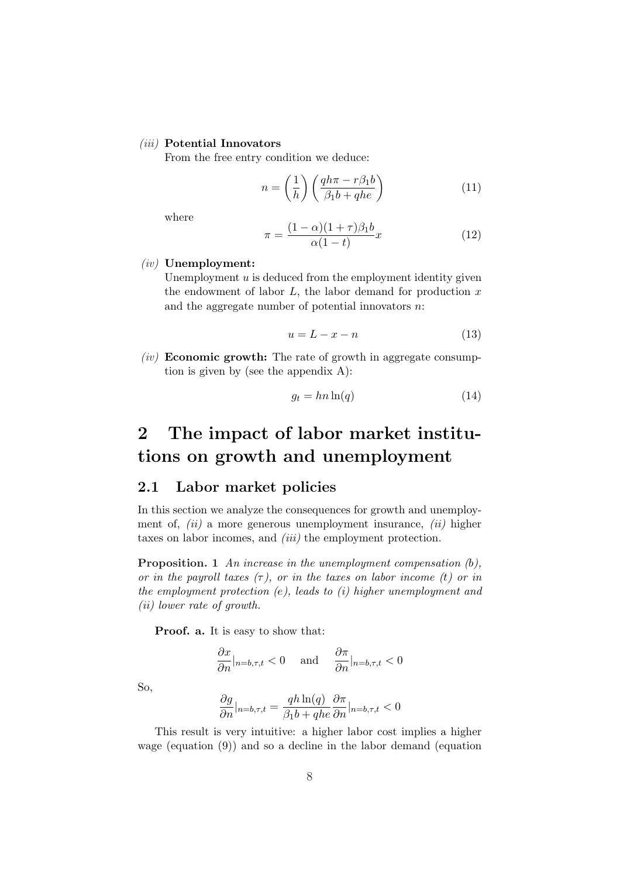*(iii)* **Potential Innovators**

From the free entry condition we deduce:

$$n = \left(\frac{1}{h}\right)\left(\frac{qh\pi - r\beta_1 b}{\beta_1 b + qhe}\right) \tag{11}$$

where

$$\pi = \frac{(1-\alpha)(1+\tau)\beta_1 b}{\alpha(1-t)}x \tag{12}$$

*(iv)* **Unemployment:**

Unemployment $u$ is deduced from the employment identity given the endowment of labor $L$, the labor demand for production $x$ and the aggregate number of potential innovators $n$:

$$u = L - x - n \tag{13}$$

*(iv)* **Economic growth:** The rate of growth in aggregate consumption is given by (see the appendix A):

$$g_t = hn\ln(q) \tag{14}$$

# 2 The impact of labor market institutions on growth and unemployment

## 2.1 Labor market policies

In this section we analyze the consequences for growth and unemployment of, *(ii)* a more generous unemployment insurance, *(ii)* higher taxes on labor incomes, and *(iii)* the employment protection.

**Proposition. 1** *An increase in the unemployment compensation (b), or in the payroll taxes ($\tau$), or in the taxes on labor income (t) or in the employment protection (e), leads to (i) higher unemployment and (ii) lower rate of growth.*

**Proof. a.** It is easy to show that:

$$\frac{\partial x}{\partial n}|_{n=b,\tau,t} < 0 \quad \text{and} \quad \frac{\partial \pi}{\partial n}|_{n=b,\tau,t} < 0$$

So,

$$\frac{\partial g}{\partial n}|_{n=b,\tau,t} = \frac{qh\ln(q)}{\beta_1 b + qhe}\frac{\partial \pi}{\partial n}|_{n=b,\tau,t} < 0$$

This result is very intuitive: a higher labor cost implies a higher wage (equation (9)) and so a decline in the labor demand (equation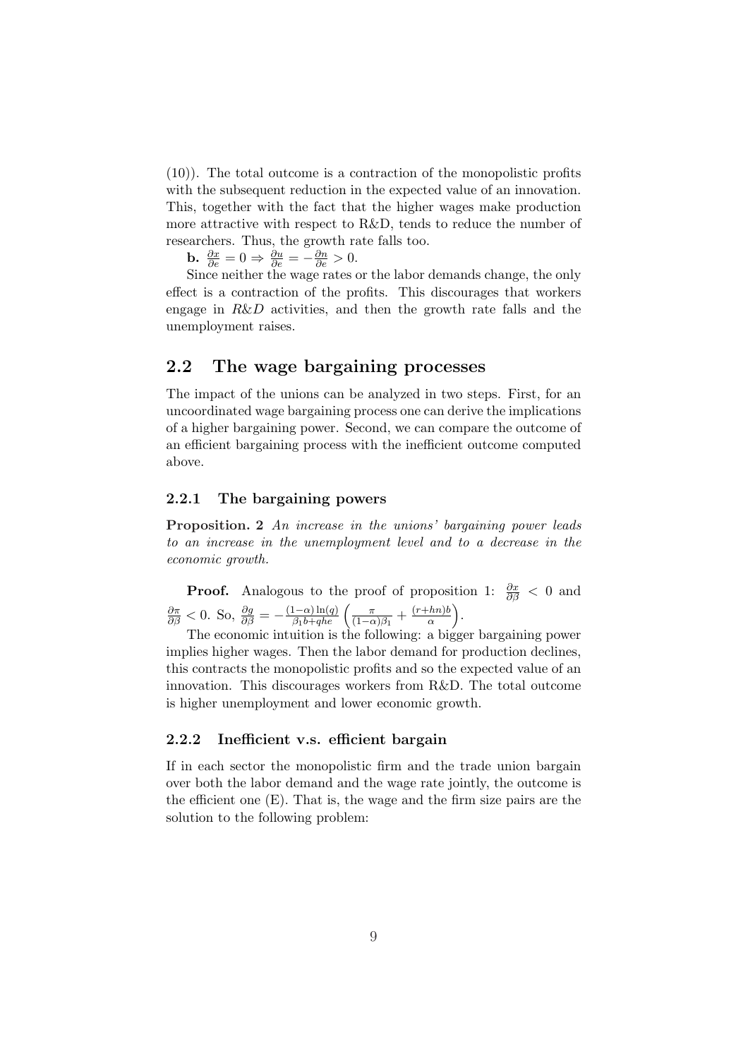(10)). The total outcome is a contraction of the monopolistic profits with the subsequent reduction in the expected value of an innovation. This, together with the fact that the higher wages make production more attractive with respect to R&D, tends to reduce the number of researchers. Thus, the growth rate falls too.

**b.** $\frac{\partial x}{\partial e} = 0 \Rightarrow \frac{\partial u}{\partial e} = -\frac{\partial n}{\partial e} > 0$.

Since neither the wage rates or the labor demands change, the only effect is a contraction of the profits. This discourages that workers engage in *R&D* activities, and then the growth rate falls and the unemployment raises.

## 2.2 The wage bargaining processes

The impact of the unions can be analyzed in two steps. First, for an uncoordinated wage bargaining process one can derive the implications of a higher bargaining power. Second, we can compare the outcome of an efficient bargaining process with the inefficient outcome computed above.

### 2.2.1 The bargaining powers

**Proposition. 2** *An increase in the unions' bargaining power leads to an increase in the unemployment level and to a decrease in the economic growth.*

**Proof.** Analogous to the proof of proposition 1: $\frac{\partial x}{\partial \beta} < 0$ and $\frac{\partial \pi}{\partial \beta} < 0$. So, $\frac{\partial g}{\partial \beta} = -\frac{(1-\alpha)\ln(q)}{\beta_1 b + q h e}\left(\frac{\pi}{(1-\alpha)\beta_1} + \frac{(r+hn)b}{\alpha}\right)$.

The economic intuition is the following: a bigger bargaining power implies higher wages. Then the labor demand for production declines, this contracts the monopolistic profits and so the expected value of an innovation. This discourages workers from R&D. The total outcome is higher unemployment and lower economic growth.

### 2.2.2 Inefficient v.s. efficient bargain

If in each sector the monopolistic firm and the trade union bargain over both the labor demand and the wage rate jointly, the outcome is the efficient one (E). That is, the wage and the firm size pairs are the solution to the following problem: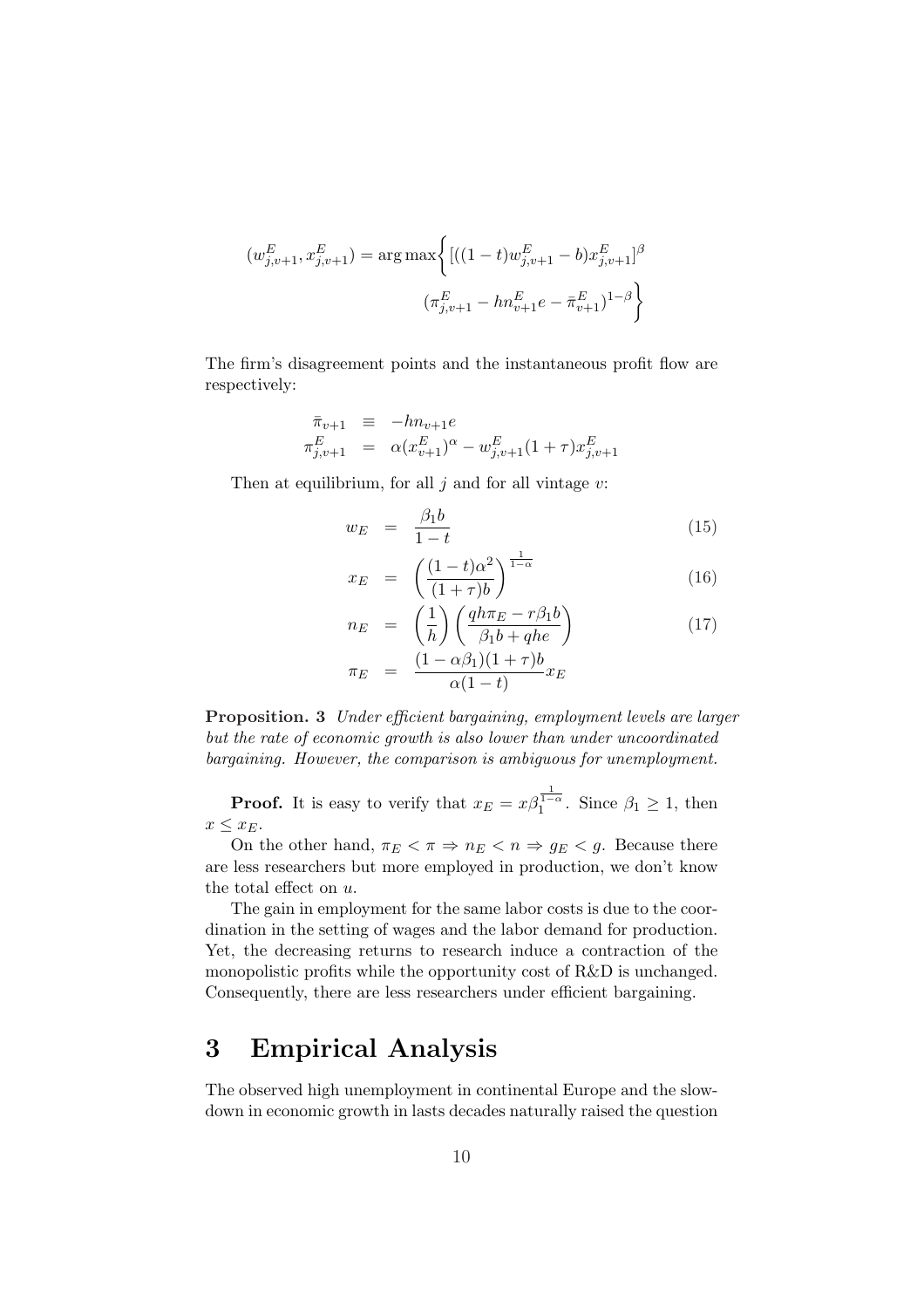$$(w^E_{j,v+1}, x^E_{j,v+1}) = \arg\max\Big\{[((1-t)w^E_{j,v+1} - b)x^E_{j,v+1}]^\beta \\ (\pi^E_{j,v+1} - hn^E_{v+1}e - \bar{\pi}^E_{v+1})^{1-\beta}\Big\}$$

The firm's disagreement points and the instantaneous profit flow are respectively:

$$\begin{aligned}
\bar{\pi}_{v+1} &\equiv -hn_{v+1}e \\
\pi^E_{j,v+1} &= \alpha(x^E_{v+1})^\alpha - w^E_{j,v+1}(1+\tau)x^E_{j,v+1}
\end{aligned}$$

Then at equilibrium, for all $j$ and for all vintage $v$:

$$w_E = \frac{\beta_1 b}{1-t} \tag{15}$$

$$x_E = \left(\frac{(1-t)\alpha^2}{(1+\tau)b}\right)^{\frac{1}{1-\alpha}} \tag{16}$$

$$n_E = \left(\frac{1}{h}\right)\left(\frac{qh\pi_E - r\beta_1 b}{\beta_1 b + qhe}\right) \tag{17}$$

$$\pi_E = \frac{(1-\alpha\beta_1)(1+\tau)b}{\alpha(1-t)}x_E$$

**Proposition. 3** *Under efficient bargaining, employment levels are larger but the rate of economic growth is also lower than under uncoordinated bargaining. However, the comparison is ambiguous for unemployment.*

**Proof.** It is easy to verify that $x_E = x\beta_1^{\frac{1}{1-\alpha}}$. Since $\beta_1 \geq 1$, then $x \leq x_E$.

On the other hand, $\pi_E < \pi \Rightarrow n_E < n \Rightarrow g_E < g$. Because there are less researchers but more employed in production, we don't know the total effect on $u$.

The gain in employment for the same labor costs is due to the coordination in the setting of wages and the labor demand for production. Yet, the decreasing returns to research induce a contraction of the monopolistic profits while the opportunity cost of R&D is unchanged. Consequently, there are less researchers under efficient bargaining.

# 3 Empirical Analysis

The observed high unemployment in continental Europe and the slowdown in economic growth in lasts decades naturally raised the question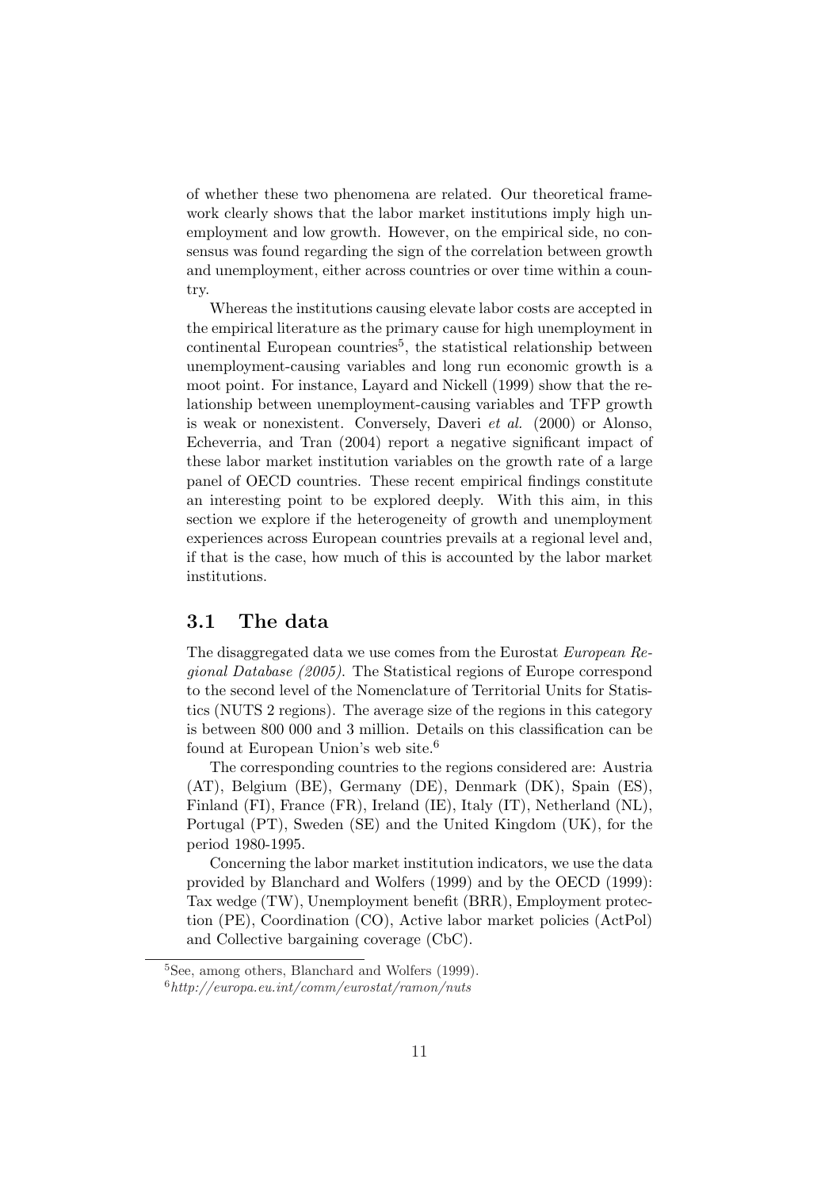of whether these two phenomena are related. Our theoretical framework clearly shows that the labor market institutions imply high unemployment and low growth. However, on the empirical side, no consensus was found regarding the sign of the correlation between growth and unemployment, either across countries or over time within a country.

Whereas the institutions causing elevate labor costs are accepted in the empirical literature as the primary cause for high unemployment in continental European countries[5], the statistical relationship between unemployment-causing variables and long run economic growth is a moot point. For instance, Layard and Nickell (1999) show that the relationship between unemployment-causing variables and TFP growth is weak or nonexistent. Conversely, Daveri *et al.* (2000) or Alonso, Echeverria, and Tran (2004) report a negative significant impact of these labor market institution variables on the growth rate of a large panel of OECD countries. These recent empirical findings constitute an interesting point to be explored deeply. With this aim, in this section we explore if the heterogeneity of growth and unemployment experiences across European countries prevails at a regional level and, if that is the case, how much of this is accounted by the labor market institutions.

## 3.1 The data

The disaggregated data we use comes from the Eurostat *European Regional Database (2005)*. The Statistical regions of Europe correspond to the second level of the Nomenclature of Territorial Units for Statistics (NUTS 2 regions). The average size of the regions in this category is between 800 000 and 3 million. Details on this classification can be found at European Union's web site.[6]

The corresponding countries to the regions considered are: Austria (AT), Belgium (BE), Germany (DE), Denmark (DK), Spain (ES), Finland (FI), France (FR), Ireland (IE), Italy (IT), Netherland (NL), Portugal (PT), Sweden (SE) and the United Kingdom (UK), for the period 1980-1995.

Concerning the labor market institution indicators, we use the data provided by Blanchard and Wolfers (1999) and by the OECD (1999): Tax wedge (TW), Unemployment benefit (BRR), Employment protection (PE), Coordination (CO), Active labor market policies (ActPol) and Collective bargaining coverage (CbC).

[5] See, among others, Blanchard and Wolfers (1999).

[6] *http://europa.eu.int/comm/eurostat/ramon/nuts*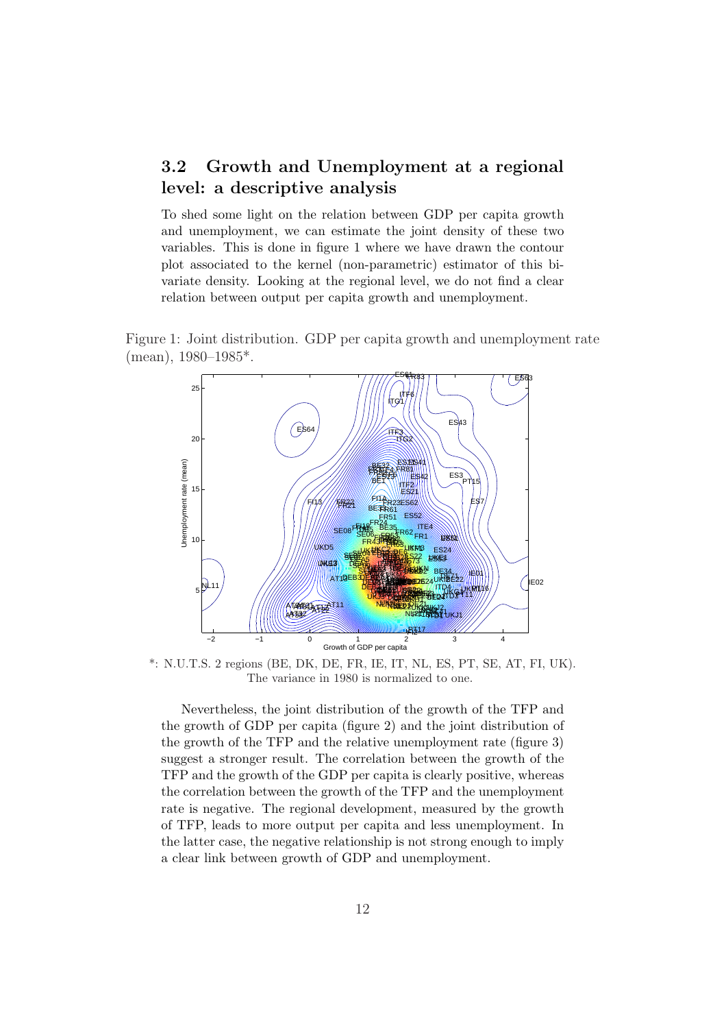## 3.2 Growth and Unemployment at a regional level: a descriptive analysis

To shed some light on the relation between GDP per capita growth and unemployment, we can estimate the joint density of these two variables. This is done in figure 1 where we have drawn the contour plot associated to the kernel (non-parametric) estimator of this bivariate density. Looking at the regional level, we do not find a clear relation between output per capita growth and unemployment.

Figure 1: Joint distribution. GDP per capita growth and unemployment rate (mean), 1980–1985*.

*: N.U.T.S. 2 regions (BE, DK, DE, FR, IE, IT, NL, ES, PT, SE, AT, FI, UK). The variance in 1980 is normalized to one.

Nevertheless, the joint distribution of the growth of the TFP and the growth of GDP per capita (figure 2) and the joint distribution of the growth of the TFP and the relative unemployment rate (figure 3) suggest a stronger result. The correlation between the growth of the TFP and the growth of the GDP per capita is clearly positive, whereas the correlation between the growth of the TFP and the unemployment rate is negative. The regional development, measured by the growth of TFP, leads to more output per capita and less unemployment. In the latter case, the negative relationship is not strong enough to imply a clear link between growth of GDP and unemployment.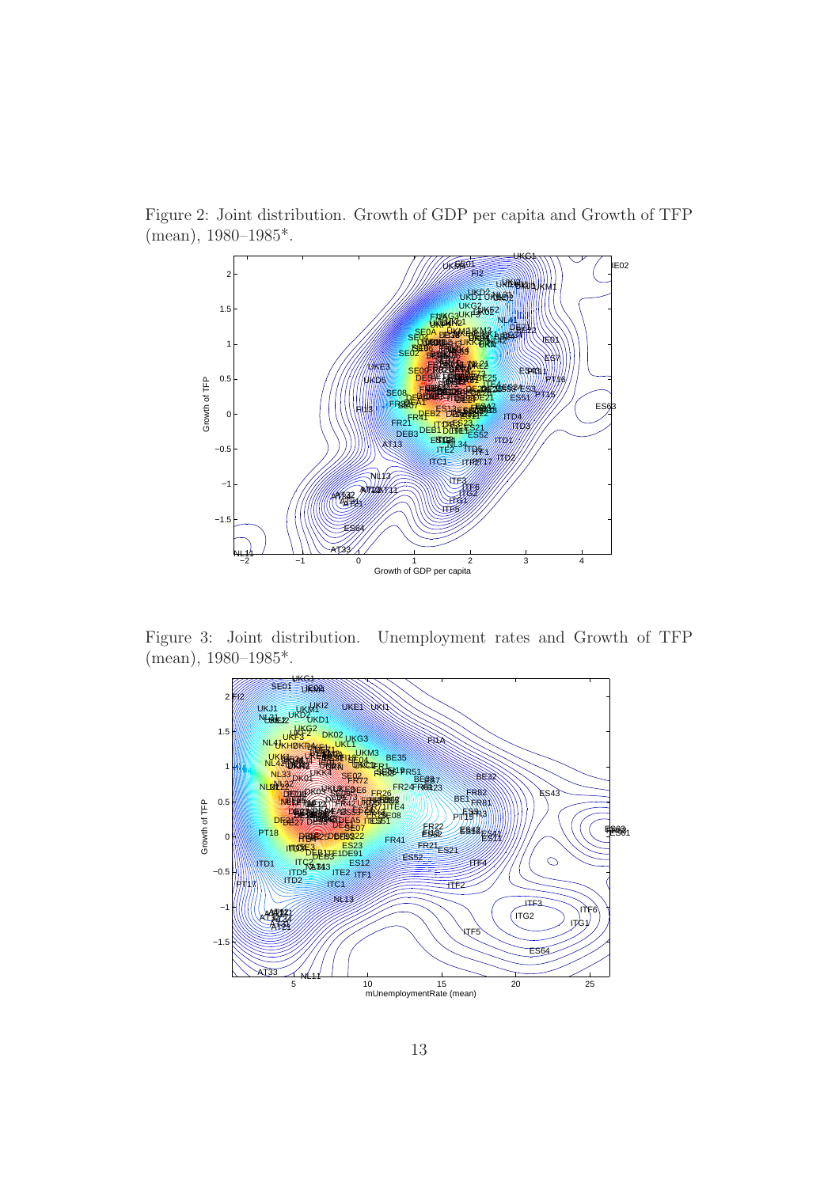Figure 2: Joint distribution. Growth of GDP per capita and Growth of TFP (mean), 1980–1985*.

Figure 3: Joint distribution. Unemployment rates and Growth of TFP (mean), 1980–1985*.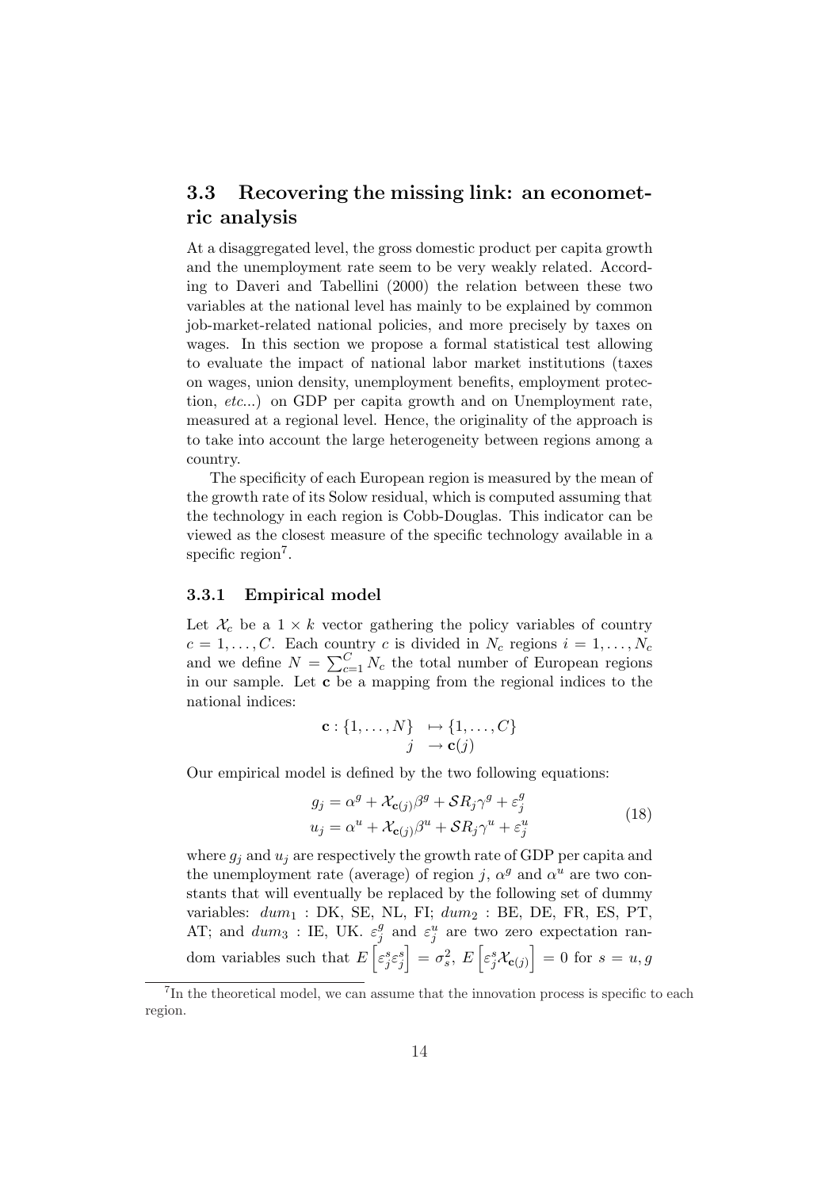## 3.3 Recovering the missing link: an econometric analysis

At a disaggregated level, the gross domestic product per capita growth and the unemployment rate seem to be very weakly related. According to Daveri and Tabellini (2000) the relation between these two variables at the national level has mainly to be explained by common job-market-related national policies, and more precisely by taxes on wages. In this section we propose a formal statistical test allowing to evaluate the impact of national labor market institutions (taxes on wages, union density, unemployment benefits, employment protection, *etc*...) on GDP per capita growth and on Unemployment rate, measured at a regional level. Hence, the originality of the approach is to take into account the large heterogeneity between regions among a country.

The specificity of each European region is measured by the mean of the growth rate of its Solow residual, which is computed assuming that the technology in each region is Cobb-Douglas. This indicator can be viewed as the closest measure of the specific technology available in a specific region[7].

### 3.3.1 Empirical model

Let $\mathcal{X}_c$ be a $1 \times k$ vector gathering the policy variables of country $c = 1, \ldots, C$. Each country $c$ is divided in $N_c$ regions $i = 1, \ldots, N_c$ and we define $N = \sum_{c=1}^{C} N_c$ the total number of European regions in our sample. Let $\mathbf{c}$ be a mapping from the regional indices to the national indices:

$$\begin{aligned} \mathbf{c} : \{1, \ldots, N\} \quad &\mapsto \{1, \ldots, C\} \\ j \quad &\rightarrow \mathbf{c}(j) \end{aligned}$$

Our empirical model is defined by the two following equations:

$$\begin{aligned} g_j &= \alpha^g + \mathcal{X}_{\mathbf{c}(j)}\beta^g + \mathcal{S}R_j\gamma^g + \varepsilon_j^g \\ u_j &= \alpha^u + \mathcal{X}_{\mathbf{c}(j)}\beta^u + \mathcal{S}R_j\gamma^u + \varepsilon_j^u \end{aligned} \tag{18}$$

where $g_j$ and $u_j$ are respectively the growth rate of GDP per capita and the unemployment rate (average) of region $j$, $\alpha^g$ and $\alpha^u$ are two constants that will eventually be replaced by the following set of dummy variables: $dum_1$ : DK, SE, NL, FI; $dum_2$ : BE, DE, FR, ES, PT, AT; and $dum_3$ : IE, UK. $\varepsilon_j^g$ and $\varepsilon_j^u$ are two zero expectation random variables such that $E\left[\varepsilon_j^s \varepsilon_j^s\right] = \sigma_s^2$, $E\left[\varepsilon_j^s \mathcal{X}_{\mathbf{c}(j)}\right] = 0$ for $s = u, g$

[7] In the theoretical model, we can assume that the innovation process is specific to each region.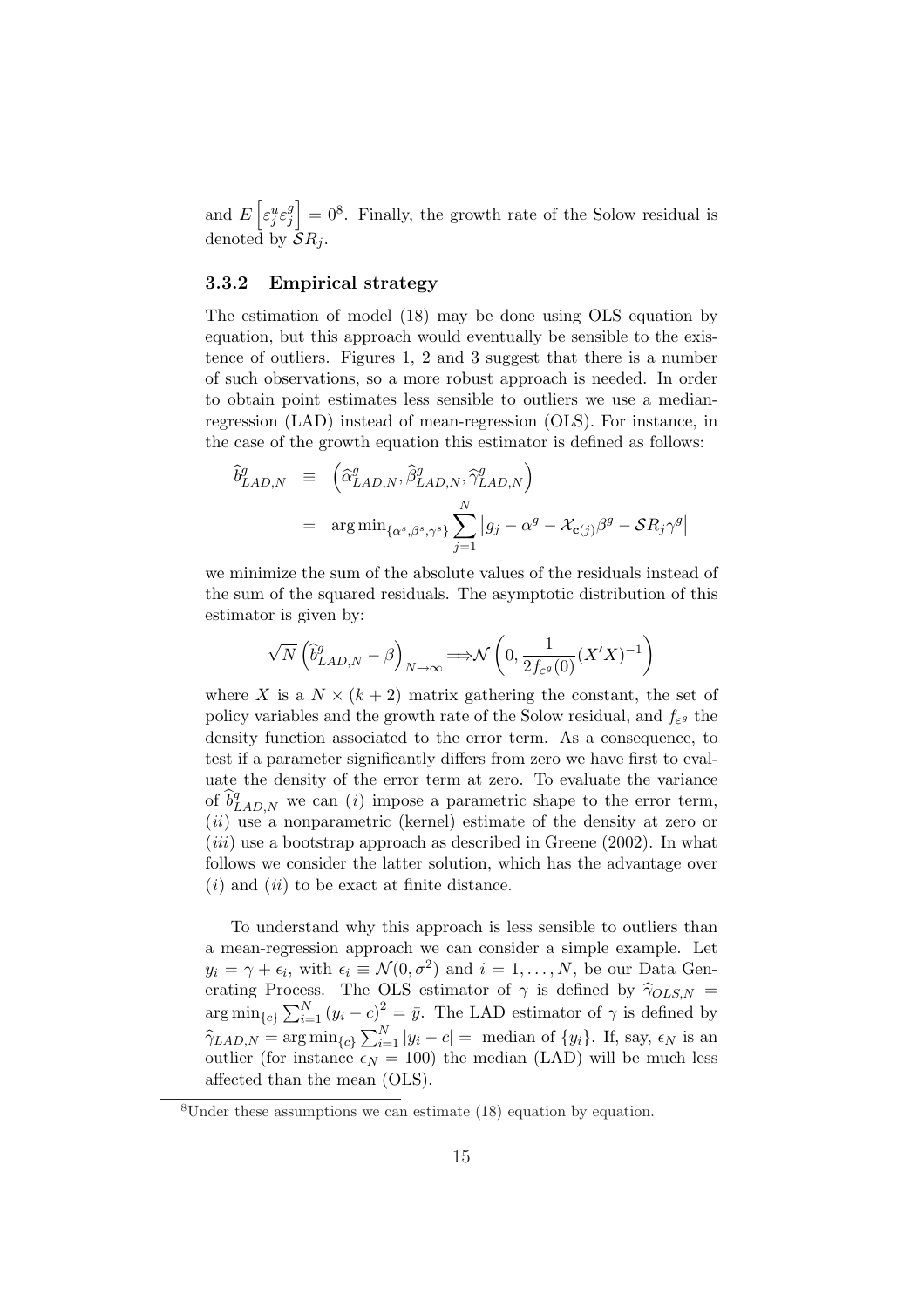and $E\left[\varepsilon_j^u \varepsilon_j^g\right] = 0$[8]. Finally, the growth rate of the Solow residual is denoted by $\mathcal{S}R_j$.

### 3.3.2 Empirical strategy

The estimation of model (18) may be done using OLS equation by equation, but this approach would eventually be sensible to the existence of outliers. Figures 1, 2 and 3 suggest that there is a number of such observations, so a more robust approach is needed. In order to obtain point estimates less sensible to outliers we use a median-regression (LAD) instead of mean-regression (OLS). For instance, in the case of the growth equation this estimator is defined as follows:

$$
\begin{aligned}
\widehat{b}_{LAD,N}^g &\equiv \left(\widehat{\alpha}_{LAD,N}^g, \widehat{\beta}_{LAD,N}^g, \widehat{\gamma}_{LAD,N}^g\right) \\
&= \arg\min_{\{\alpha^s,\beta^s,\gamma^s\}} \sum_{j=1}^{N} \left| g_j - \alpha^g - \mathcal{X}_{\mathbf{c}(j)}\beta^g - \mathcal{S}R_j\gamma^g \right|
\end{aligned}
$$

we minimize the sum of the absolute values of the residuals instead of the sum of the squared residuals. The asymptotic distribution of this estimator is given by:

$$
\sqrt{N}\left(\widehat{b}_{LAD,N}^g - \beta\right)_{N\to\infty} \Longrightarrow \mathcal{N}\left(0, \frac{1}{2f_{\varepsilon^g}(0)}(X'X)^{-1}\right)
$$

where $X$ is a $N \times (k+2)$ matrix gathering the constant, the set of policy variables and the growth rate of the Solow residual, and $f_{\varepsilon^g}$ the density function associated to the error term. As a consequence, to test if a parameter significantly differs from zero we have first to evaluate the density of the error term at zero. To evaluate the variance of $\widehat{b}_{LAD,N}^g$ we can $(i)$ impose a parametric shape to the error term, $(ii)$ use a nonparametric (kernel) estimate of the density at zero or $(iii)$ use a bootstrap approach as described in Greene (2002). In what follows we consider the latter solution, which has the advantage over $(i)$ and $(ii)$ to be exact at finite distance.

To understand why this approach is less sensible to outliers than a mean-regression approach we can consider a simple example. Let $y_i = \gamma + \epsilon_i$, with $\epsilon_i \equiv \mathcal{N}(0, \sigma^2)$ and $i = 1, \ldots, N$, be our Data Generating Process. The OLS estimator of $\gamma$ is defined by $\widehat{\gamma}_{OLS,N} = \arg\min_{\{c\}} \sum_{i=1}^{N} (y_i - c)^2 = \bar{y}$. The LAD estimator of $\gamma$ is defined by $\widehat{\gamma}_{LAD,N} = \arg\min_{\{c\}} \sum_{i=1}^{N} |y_i - c| =$ median of $\{y_i\}$. If, say, $\epsilon_N$ is an outlier (for instance $\epsilon_N = 100$) the median (LAD) will be much less affected than the mean (OLS).

[8] Under these assumptions we can estimate (18) equation by equation.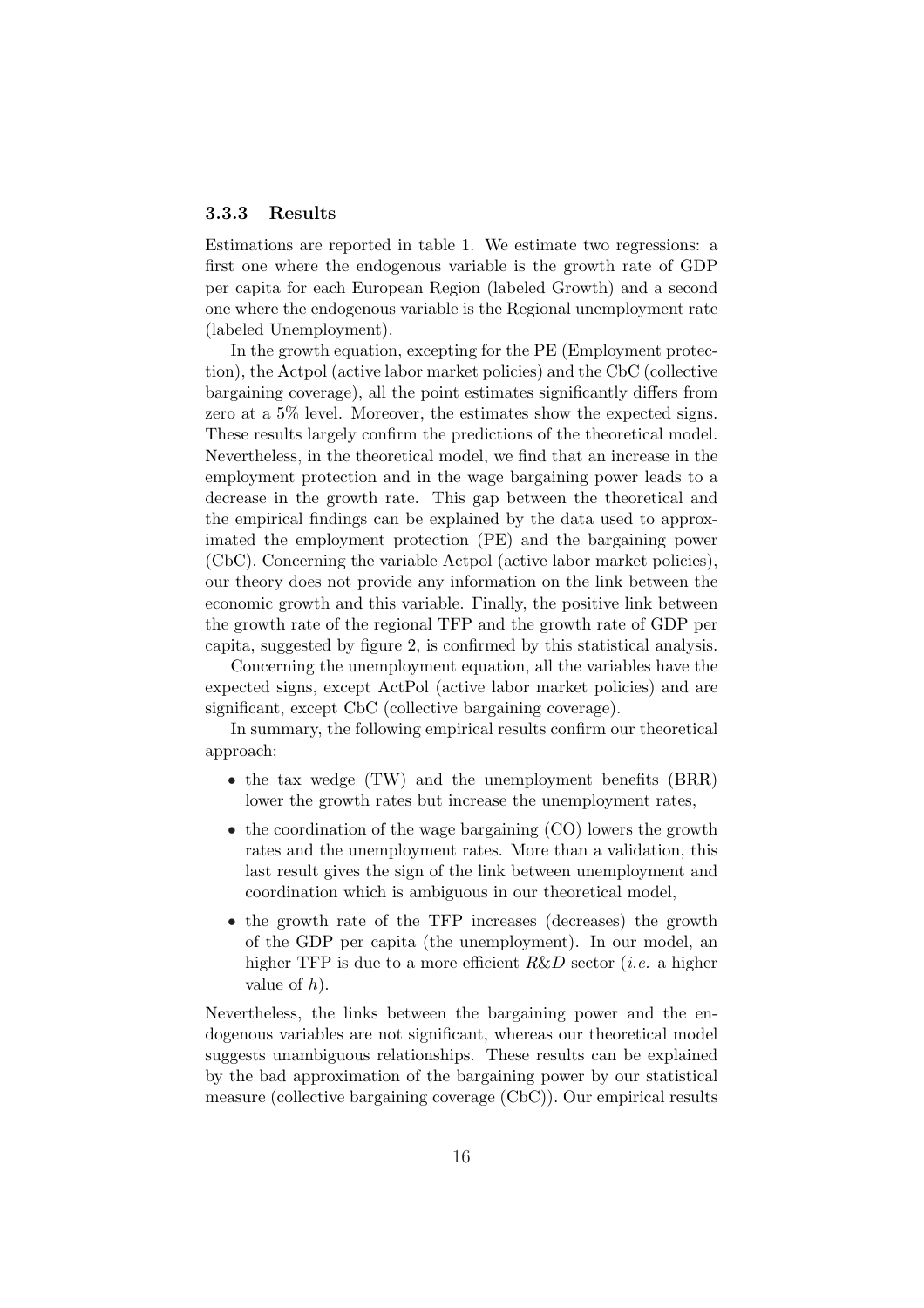### 3.3.3 Results

Estimations are reported in table 1. We estimate two regressions: a first one where the endogenous variable is the growth rate of GDP per capita for each European Region (labeled Growth) and a second one where the endogenous variable is the Regional unemployment rate (labeled Unemployment).

In the growth equation, excepting for the PE (Employment protection), the Actpol (active labor market policies) and the CbC (collective bargaining coverage), all the point estimates significantly differs from zero at a 5% level. Moreover, the estimates show the expected signs. These results largely confirm the predictions of the theoretical model. Nevertheless, in the theoretical model, we find that an increase in the employment protection and in the wage bargaining power leads to a decrease in the growth rate. This gap between the theoretical and the empirical findings can be explained by the data used to approximated the employment protection (PE) and the bargaining power (CbC). Concerning the variable Actpol (active labor market policies), our theory does not provide any information on the link between the economic growth and this variable. Finally, the positive link between the growth rate of the regional TFP and the growth rate of GDP per capita, suggested by figure 2, is confirmed by this statistical analysis.

Concerning the unemployment equation, all the variables have the expected signs, except ActPol (active labor market policies) and are significant, except CbC (collective bargaining coverage).

In summary, the following empirical results confirm our theoretical approach:

- the tax wedge (TW) and the unemployment benefits (BRR) lower the growth rates but increase the unemployment rates,
- the coordination of the wage bargaining (CO) lowers the growth rates and the unemployment rates. More than a validation, this last result gives the sign of the link between unemployment and coordination which is ambiguous in our theoretical model,
- the growth rate of the TFP increases (decreases) the growth of the GDP per capita (the unemployment). In our model, an higher TFP is due to a more efficient *R&D* sector (*i.e.* a higher value of $h$).

Nevertheless, the links between the bargaining power and the endogenous variables are not significant, whereas our theoretical model suggests unambiguous relationships. These results can be explained by the bad approximation of the bargaining power by our statistical measure (collective bargaining coverage (CbC)). Our empirical results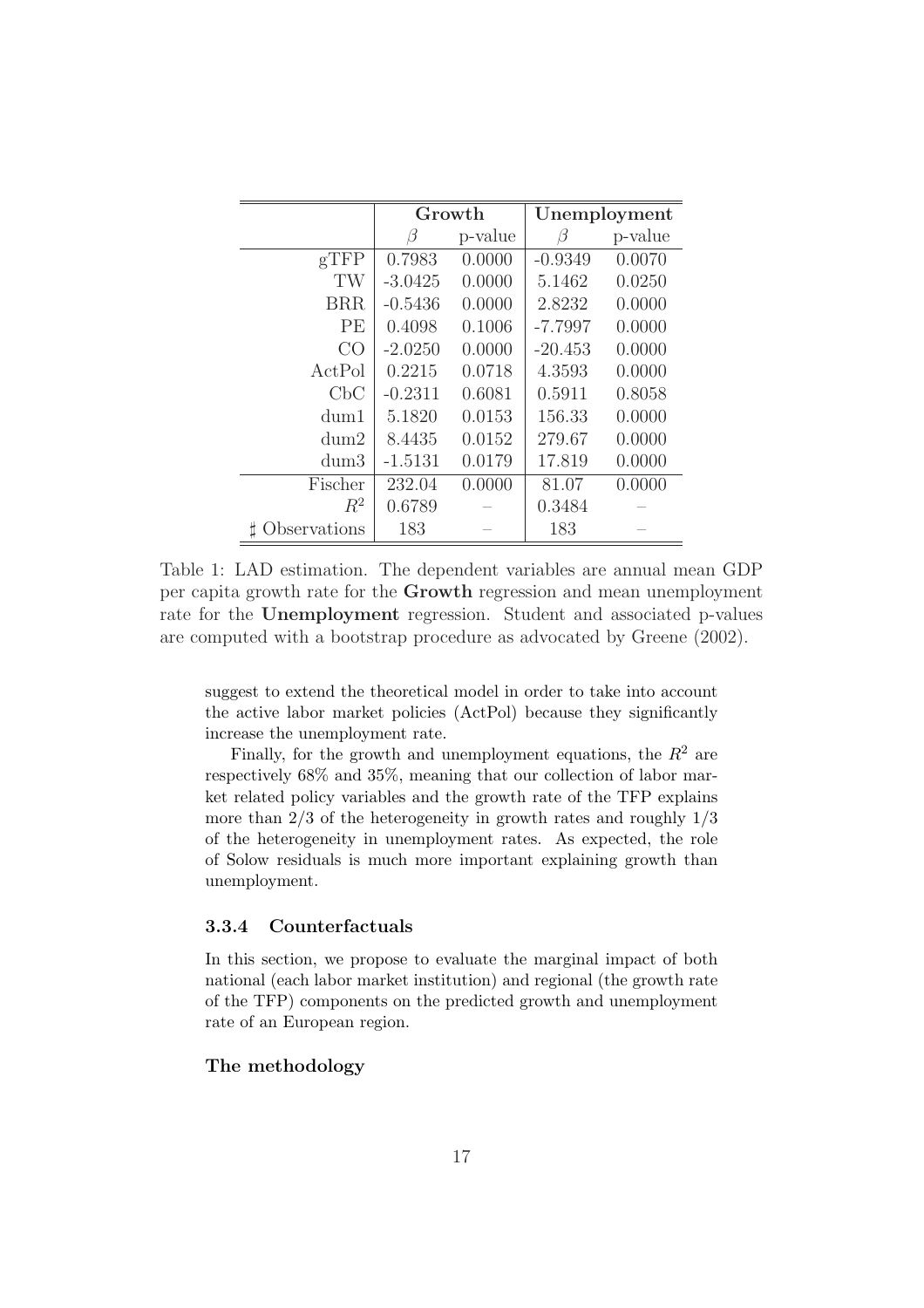| | Growth | | Unemployment | |
|---|---|---|---|---|
| | $\beta$ | p-value | $\beta$ | p-value |
| gTFP | 0.7983 | 0.0000 | -0.9349 | 0.0070 |
| TW | -3.0425 | 0.0000 | 5.1462 | 0.0250 |
| BRR | -0.5436 | 0.0000 | 2.8232 | 0.0000 |
| PE | 0.4098 | 0.1006 | -7.7997 | 0.0000 |
| CO | -2.0250 | 0.0000 | -20.453 | 0.0000 |
| ActPol | 0.2215 | 0.0718 | 4.3593 | 0.0000 |
| CbC | -0.2311 | 0.6081 | 0.5911 | 0.8058 |
| dum1 | 5.1820 | 0.0153 | 156.33 | 0.0000 |
| dum2 | 8.4435 | 0.0152 | 279.67 | 0.0000 |
| dum3 | -1.5131 | 0.0179 | 17.819 | 0.0000 |
| Fischer | 232.04 | 0.0000 | 81.07 | 0.0000 |
| $R^2$ | 0.6789 | – | 0.3484 | – |
| ♯ Observations | 183 | – | 183 | – |

Table 1: LAD estimation. The dependent variables are annual mean GDP per capita growth rate for the **Growth** regression and mean unemployment rate for the **Unemployment** regression. Student and associated p-values are computed with a bootstrap procedure as advocated by Greene (2002).

suggest to extend the theoretical model in order to take into account the active labor market policies (ActPol) because they significantly increase the unemployment rate.

Finally, for the growth and unemployment equations, the $R^2$ are respectively 68% and 35%, meaning that our collection of labor market related policy variables and the growth rate of the TFP explains more than 2/3 of the heterogeneity in growth rates and roughly 1/3 of the heterogeneity in unemployment rates. As expected, the role of Solow residuals is much more important explaining growth than unemployment.

### 3.3.4 Counterfactuals

In this section, we propose to evaluate the marginal impact of both national (each labor market institution) and regional (the growth rate of the TFP) components on the predicted growth and unemployment rate of an European region.

**The methodology**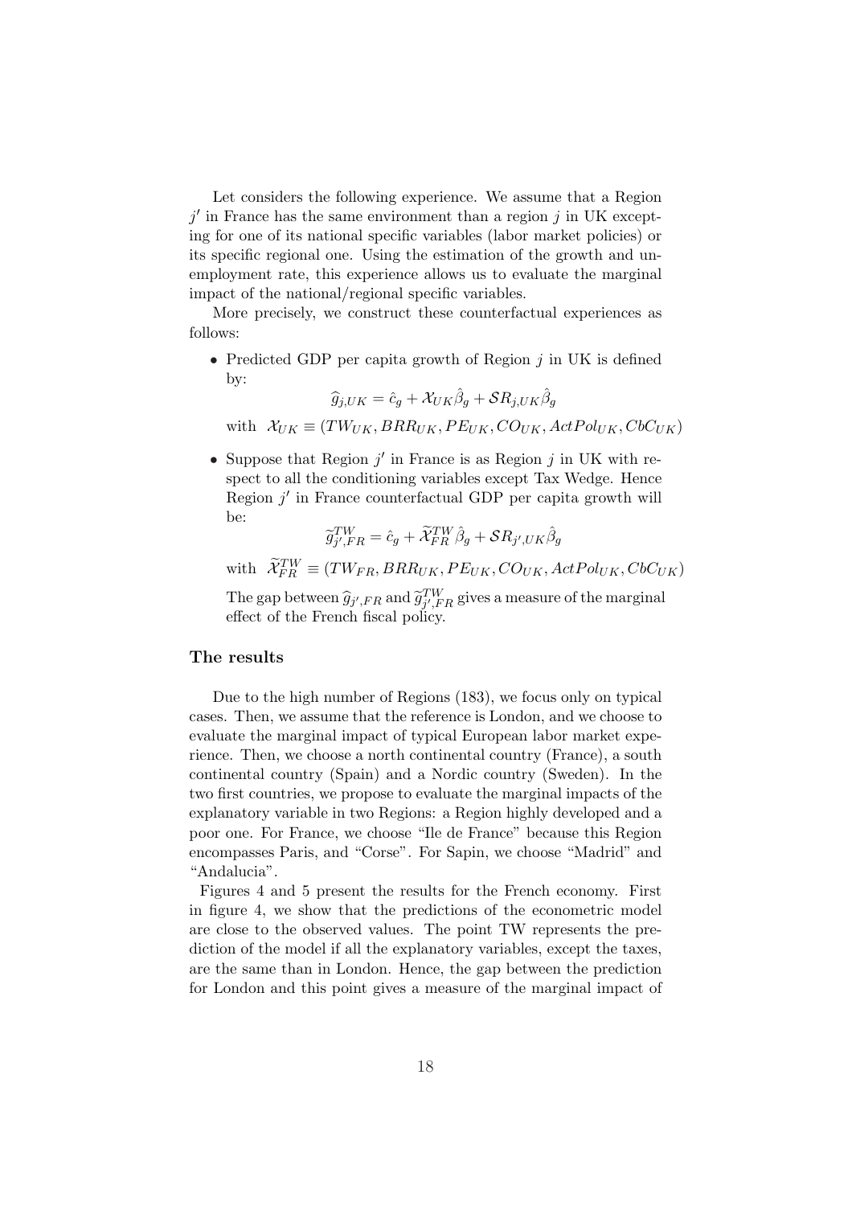Let considers the following experience. We assume that a Region $j'$ in France has the same environment than a region $j$ in UK excepting for one of its national specific variables (labor market policies) or its specific regional one. Using the estimation of the growth and unemployment rate, this experience allows us to evaluate the marginal impact of the national/regional specific variables.

More precisely, we construct these counterfactual experiences as follows:

- Predicted GDP per capita growth of Region $j$ in UK is defined by:

$$\widehat{g}_{j,UK} = \hat{c}_g + \mathcal{X}_{UK}\hat{\beta}_g + \mathcal{S}R_{j,UK}\hat{\beta}_g$$

  with $\mathcal{X}_{UK} \equiv (TW_{UK}, BRR_{UK}, PE_{UK}, CO_{UK}, ActPol_{UK}, CbC_{UK})$

- Suppose that Region $j'$ in France is as Region $j$ in UK with respect to all the conditioning variables except Tax Wedge. Hence Region $j'$ in France counterfactual GDP per capita growth will be:

$$\widetilde{g}^{TW}_{j',FR} = \hat{c}_g + \widetilde{\mathcal{X}}^{TW}_{FR}\hat{\beta}_g + \mathcal{S}R_{j',UK}\hat{\beta}_g$$

  with $\widetilde{\mathcal{X}}^{TW}_{FR} \equiv (TW_{FR}, BRR_{UK}, PE_{UK}, CO_{UK}, ActPol_{UK}, CbC_{UK})$

  The gap between $\widehat{g}_{j',FR}$ and $\widetilde{g}^{TW}_{j',FR}$ gives a measure of the marginal effect of the French fiscal policy.

### The results

Due to the high number of Regions (183), we focus only on typical cases. Then, we assume that the reference is London, and we choose to evaluate the marginal impact of typical European labor market experience. Then, we choose a north continental country (France), a south continental country (Spain) and a Nordic country (Sweden). In the two first countries, we propose to evaluate the marginal impacts of the explanatory variable in two Regions: a Region highly developed and a poor one. For France, we choose "Ile de France" because this Region encompasses Paris, and "Corse". For Sapin, we choose "Madrid" and "Andalucia".

Figures 4 and 5 present the results for the French economy. First in figure 4, we show that the predictions of the econometric model are close to the observed values. The point TW represents the prediction of the model if all the explanatory variables, except the taxes, are the same than in London. Hence, the gap between the prediction for London and this point gives a measure of the marginal impact of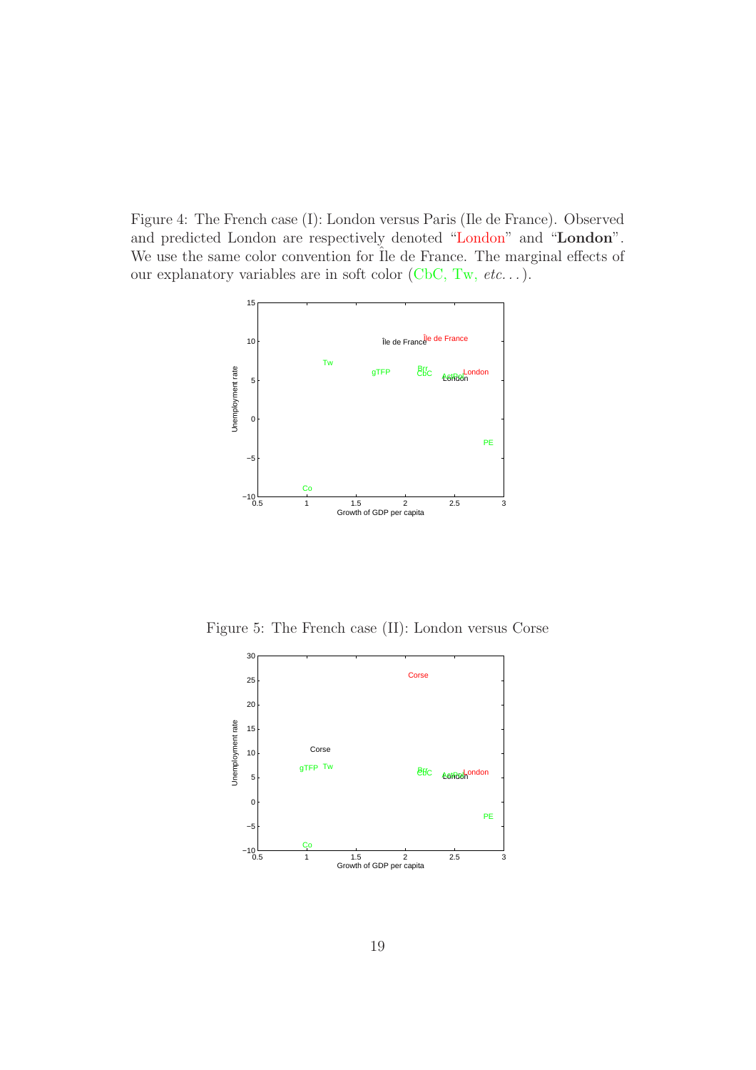Figure 4: The French case (I): London versus Paris (Ile de France). Observed and predicted London are respectively denoted "London" and "**London**". We use the same color convention for Île de France. The marginal effects of our explanatory variables are in soft color (CbC, Tw, *etc.*. . . ).

Figure 5: The French case (II): London versus Corse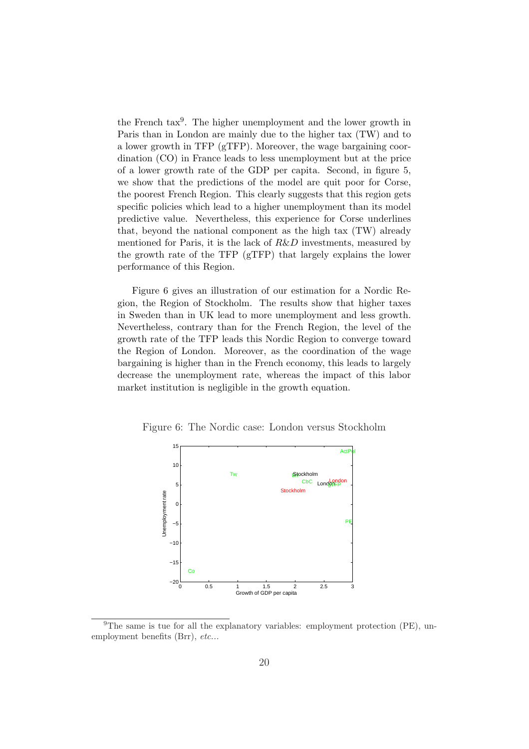the French tax[9]. The higher unemployment and the lower growth in Paris than in London are mainly due to the higher tax (TW) and to a lower growth in TFP (gTFP). Moreover, the wage bargaining coordination (CO) in France leads to less unemployment but at the price of a lower growth rate of the GDP per capita. Second, in figure 5, we show that the predictions of the model are quit poor for Corse, the poorest French Region. This clearly suggests that this region gets specific policies which lead to a higher unemployment than its model predictive value. Nevertheless, this experience for Corse underlines that, beyond the national component as the high tax (TW) already mentioned for Paris, it is the lack of $R\&D$ investments, measured by the growth rate of the TFP (gTFP) that largely explains the lower performance of this Region.

Figure 6 gives an illustration of our estimation for a Nordic Region, the Region of Stockholm. The results show that higher taxes in Sweden than in UK lead to more unemployment and less growth. Nevertheless, contrary than for the French Region, the level of the growth rate of the TFP leads this Nordic Region to converge toward the Region of London. Moreover, as the coordination of the wage bargaining is higher than in the French economy, this leads to largely decrease the unemployment rate, whereas the impact of this labor market institution is negligible in the growth equation.

Figure 6: The Nordic case: London versus Stockholm

[9] The same is tue for all the explanatory variables: employment protection (PE), unemployment benefits (Brr), *etc...*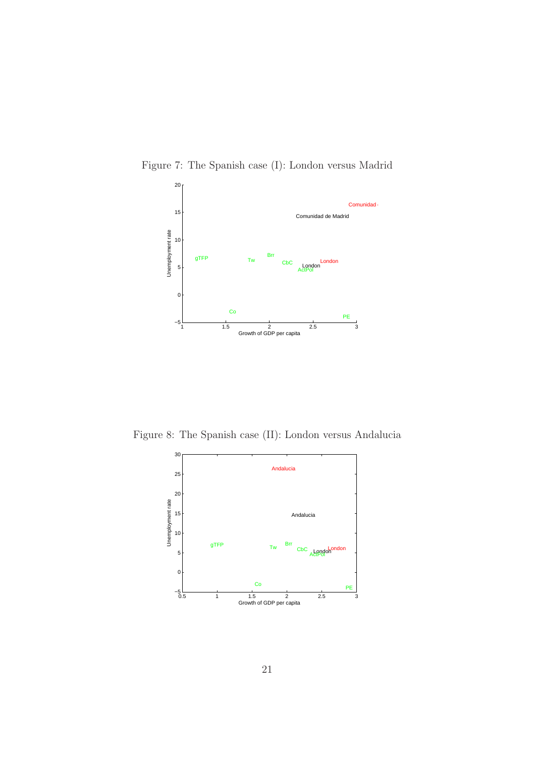Figure 7: The Spanish case (I): London versus Madrid

Figure 8: The Spanish case (II): London versus Andalucia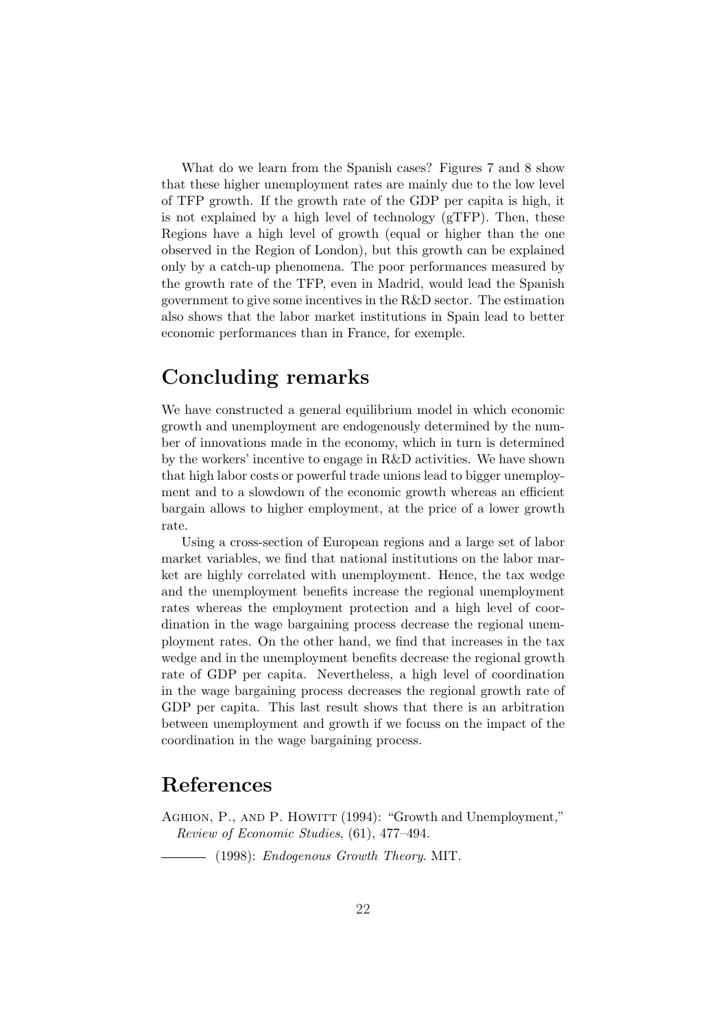What do we learn from the Spanish cases? Figures 7 and 8 show that these higher unemployment rates are mainly due to the low level of TFP growth. If the growth rate of the GDP per capita is high, it is not explained by a high level of technology (gTFP). Then, these Regions have a high level of growth (equal or higher than the one observed in the Region of London), but this growth can be explained only by a catch-up phenomena. The poor performances measured by the growth rate of the TFP, even in Madrid, would lead the Spanish government to give some incentives in the R&D sector. The estimation also shows that the labor market institutions in Spain lead to better economic performances than in France, for exemple.

# Concluding remarks

We have constructed a general equilibrium model in which economic growth and unemployment are endogenously determined by the number of innovations made in the economy, which in turn is determined by the workers' incentive to engage in R&D activities. We have shown that high labor costs or powerful trade unions lead to bigger unemployment and to a slowdown of the economic growth whereas an efficient bargain allows to higher employment, at the price of a lower growth rate.

Using a cross-section of European regions and a large set of labor market variables, we find that national institutions on the labor market are highly correlated with unemployment. Hence, the tax wedge and the unemployment benefits increase the regional unemployment rates whereas the employment protection and a high level of coordination in the wage bargaining process decrease the regional unemployment rates. On the other hand, we find that increases in the tax wedge and in the unemployment benefits decrease the regional growth rate of GDP per capita. Nevertheless, a high level of coordination in the wage bargaining process decreases the regional growth rate of GDP per capita. This last result shows that there is an arbitration between unemployment and growth if we focuss on the impact of the coordination in the wage bargaining process.

# References

Aghion, P., and P. Howitt (1994): "Growth and Unemployment," *Review of Economic Studies*, (61), 477–494.

——— (1998): *Endogenous Growth Theory*. MIT.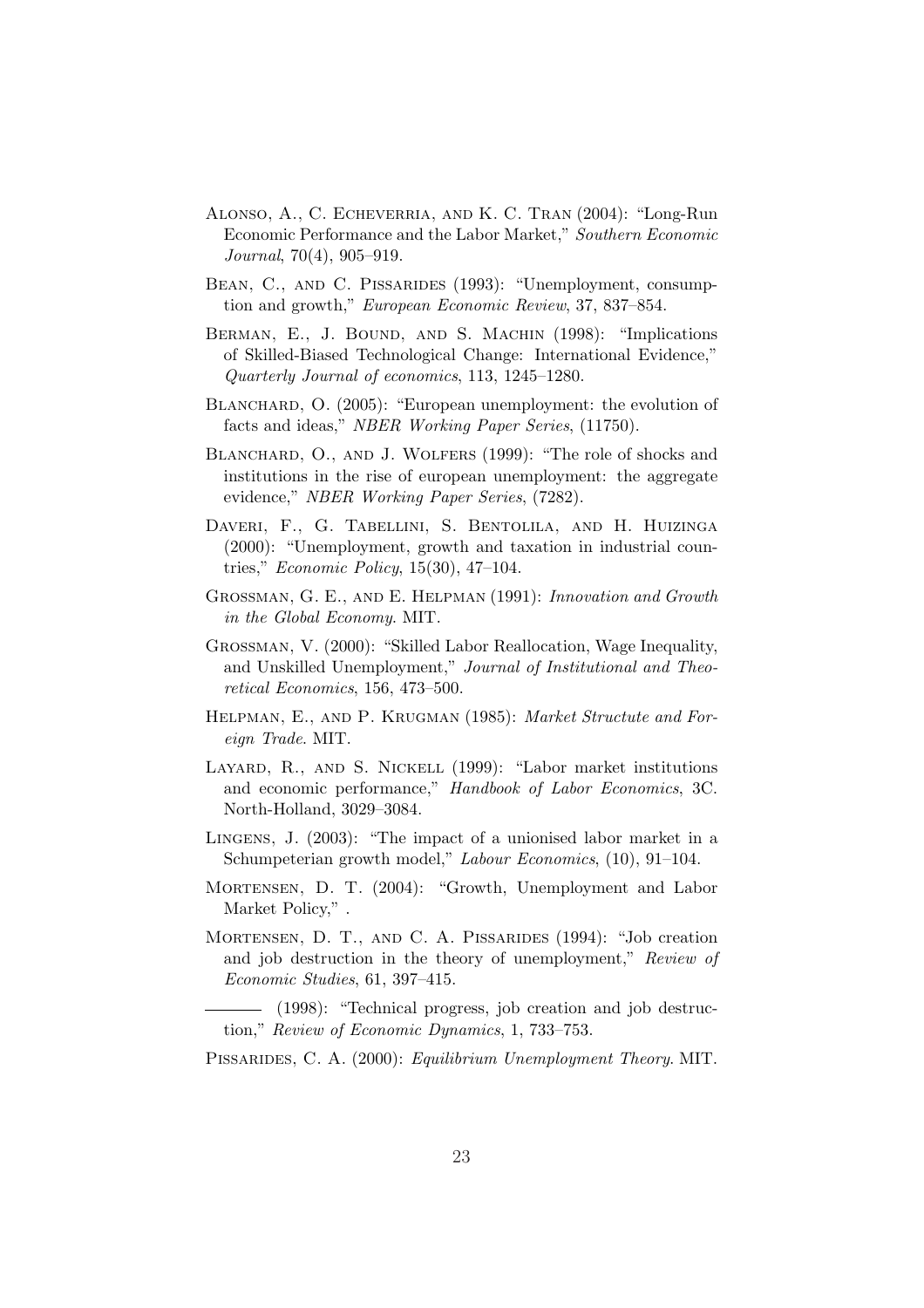Alonso, A., C. Echeverria, and K. C. Tran (2004): "Long-Run Economic Performance and the Labor Market," *Southern Economic Journal*, 70(4), 905–919.

Bean, C., and C. Pissarides (1993): "Unemployment, consumption and growth," *European Economic Review*, 37, 837–854.

Berman, E., J. Bound, and S. Machin (1998): "Implications of Skilled-Biased Technological Change: International Evidence," *Quarterly Journal of economics*, 113, 1245–1280.

Blanchard, O. (2005): "European unemployment: the evolution of facts and ideas," *NBER Working Paper Series*, (11750).

Blanchard, O., and J. Wolfers (1999): "The role of shocks and institutions in the rise of european unemployment: the aggregate evidence," *NBER Working Paper Series*, (7282).

Daveri, F., G. Tabellini, S. Bentolila, and H. Huizinga (2000): "Unemployment, growth and taxation in industrial countries," *Economic Policy*, 15(30), 47–104.

Grossman, G. E., and E. Helpman (1991): *Innovation and Growth in the Global Economy*. MIT.

Grossman, V. (2000): "Skilled Labor Reallocation, Wage Inequality, and Unskilled Unemployment," *Journal of Institutional and Theoretical Economics*, 156, 473–500.

Helpman, E., and P. Krugman (1985): *Market Structute and Foreign Trade*. MIT.

Layard, R., and S. Nickell (1999): "Labor market institutions and economic performance," *Handbook of Labor Economics*, 3C. North-Holland, 3029–3084.

Lingens, J. (2003): "The impact of a unionised labor market in a Schumpeterian growth model," *Labour Economics*, (10), 91–104.

Mortensen, D. T. (2004): "Growth, Unemployment and Labor Market Policy," .

Mortensen, D. T., and C. A. Pissarides (1994): "Job creation and job destruction in the theory of unemployment," *Review of Economic Studies*, 61, 397–415.

——— (1998): "Technical progress, job creation and job destruction," *Review of Economic Dynamics*, 1, 733–753.

Pissarides, C. A. (2000): *Equilibrium Unemployment Theory*. MIT.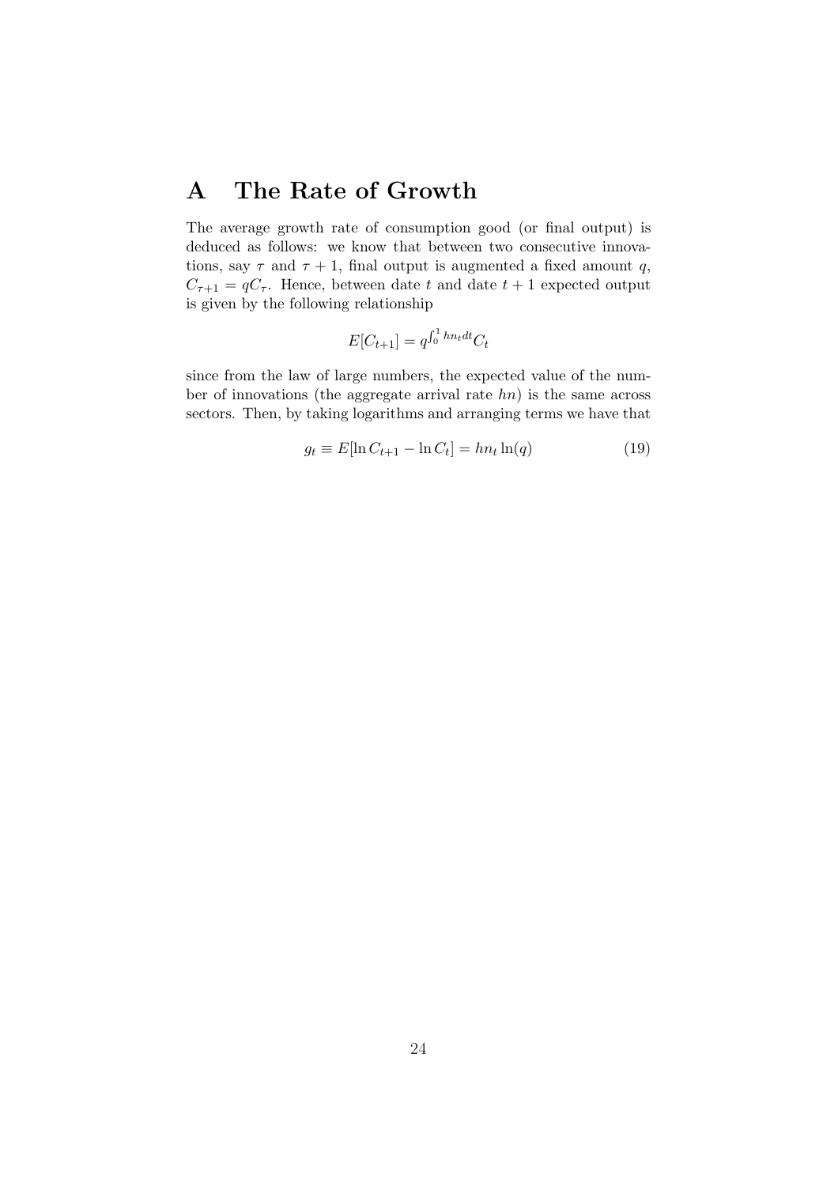# A The Rate of Growth

The average growth rate of consumption good (or final output) is deduced as follows: we know that between two consecutive innovations, say $\tau$ and $\tau + 1$, final output is augmented a fixed amount $q$, $C_{\tau+1} = qC_{\tau}$. Hence, between date $t$ and date $t + 1$ expected output is given by the following relationship

$$E[C_{t+1}] = q^{\int_0^1 hn_t dt} C_t$$

since from the law of large numbers, the expected value of the number of innovations (the aggregate arrival rate $hn$) is the same across sectors. Then, by taking logarithms and arranging terms we have that

$$g_t \equiv E[\ln C_{t+1} - \ln C_t] = hn_t \ln(q) \tag{19}$$